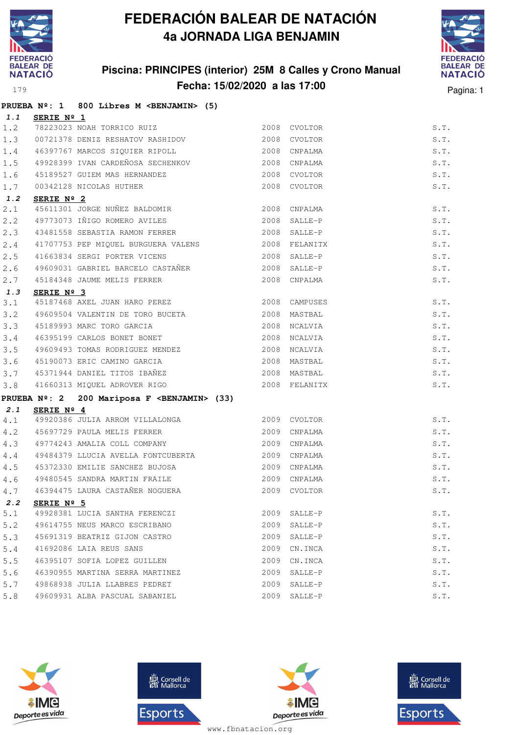# FEDERACIÓN BALEAR DE NATACIÓN

## 4a JORNADA LIGA BENJAMIN

### Piscina: PRINCIPES (interior) 25M 8 Calles y Crono Manual

### Fecha: 15/02/2020 a las 17:00

179

**PRUEBA Nº: 1 800 Libres M <BENJAMIN> (5)**

***1.1*** **SERIE Nº 1**

| | | | | | |
|---|---|---|---|---|---|
| 1.2 | 78223023 | NOAH TORRICO RUIZ | 2008 | CVOLTOR | S.T. |
| 1.3 | 00721378 | DENIZ RESHATOV RASHIDOV | 2008 | CVOLTOR | S.T. |
| 1.4 | 46397767 | MARCOS SIQUIER RIPOLL | 2008 | CNPALMA | S.T. |
| 1.5 | 49928399 | IVAN CARDEÑOSA SECHENKOV | 2008 | CNPALMA | S.T. |
| 1.6 | 45189527 | GUIEM MAS HERNANDEZ | 2008 | CVOLTOR | S.T. |
| 1.7 | 00342128 | NICOLAS HUTHER | 2008 | CVOLTOR | S.T. |

***1.2*** **SERIE Nº 2**

| | | | | | |
|---|---|---|---|---|---|
| 2.1 | 45611301 | JORGE NUÑEZ BALDOMIR | 2008 | CNPALMA | S.T. |
| 2.2 | 49773073 | IÑIGO ROMERO AVILES | 2008 | SALLE-P | S.T. |
| 2.3 | 43481558 | SEBASTIA RAMON FERRER | 2008 | SALLE-P | S.T. |
| 2.4 | 41707753 | PEP MIQUEL BURGUERA VALENS | 2008 | FELANITX | S.T. |
| 2.5 | 41663834 | SERGI PORTER VICENS | 2008 | SALLE-P | S.T. |
| 2.6 | 49609031 | GABRIEL BARCELO CASTAÑER | 2008 | SALLE-P | S.T. |
| 2.7 | 45184348 | JAUME MELIS FERRER | 2008 | CNPALMA | S.T. |

***1.3*** **SERIE Nº 3**

| | | | | | |
|---|---|---|---|---|---|
| 3.1 | 45187468 | AXEL JUAN HARO PEREZ | 2008 | CAMPUSES | S.T. |
| 3.2 | 49609504 | VALENTIN DE TORO BUCETA | 2008 | MASTBAL | S.T. |
| 3.3 | 45189993 | MARC TORO GARCIA | 2008 | NCALVIA | S.T. |
| 3.4 | 46395199 | CARLOS BONET BONET | 2008 | NCALVIA | S.T. |
| 3.5 | 49609493 | TOMAS RODRIGUEZ MENDEZ | 2008 | NCALVIA | S.T. |
| 3.6 | 45190073 | ERIC CAMINO GARCIA | 2008 | MASTBAL | S.T. |
| 3.7 | 45371944 | DANIEL TITOS IBAÑEZ | 2008 | MASTBAL | S.T. |
| 3.8 | 41660313 | MIQUEL ADROVER RIGO | 2008 | FELANITX | S.T. |

**PRUEBA Nº: 2 200 Mariposa F <BENJAMIN> (33)**

***2.1*** **SERIE Nº 4**

| | | | | | |
|---|---|---|---|---|---|
| 4.1 | 49920386 | JULIA ARROM VILLALONGA | 2009 | CVOLTOR | S.T. |
| 4.2 | 45697729 | PAULA MELIS FERRER | 2009 | CNPALMA | S.T. |
| 4.3 | 49774243 | AMALIA COLL COMPANY | 2009 | CNPALMA | S.T. |
| 4.4 | 49484379 | LLUCIA AVELLA FONTCUBERTA | 2009 | CNPALMA | S.T. |
| 4.5 | 45372330 | EMILIE SANCHEZ BUJOSA | 2009 | CNPALMA | S.T. |
| 4.6 | 49480545 | SANDRA MARTIN FRAILE | 2009 | CNPALMA | S.T. |
| 4.7 | 46394475 | LAURA CASTAÑER NOGUERA | 2009 | CVOLTOR | S.T. |

***2.2*** **SERIE Nº 5**

| | | | | | |
|---|---|---|---|---|---|
| 5.1 | 49928381 | LUCIA SANTHA FERENCZI | 2009 | SALLE-P | S.T. |
| 5.2 | 49614755 | NEUS MARCO ESCRIBANO | 2009 | SALLE-P | S.T. |
| 5.3 | 45691319 | BEATRIZ GIJON CASTRO | 2009 | SALLE-P | S.T. |
| 5.4 | 41692086 | LAIA REUS SANS | 2009 | CN.INCA | S.T. |
| 5.5 | 46395107 | SOFIA LOPEZ GUILLEN | 2009 | CN.INCA | S.T. |
| 5.6 | 46390955 | MARTINA SERRA MARTINEZ | 2009 | SALLE-P | S.T. |
| 5.7 | 49868938 | JULIA LLABRES PEDRET | 2009 | SALLE-P | S.T. |
| 5.8 | 49609931 | ALBA PASCUAL SABANIEL | 2009 | SALLE-P | S.T. |

www.fbnatacion.org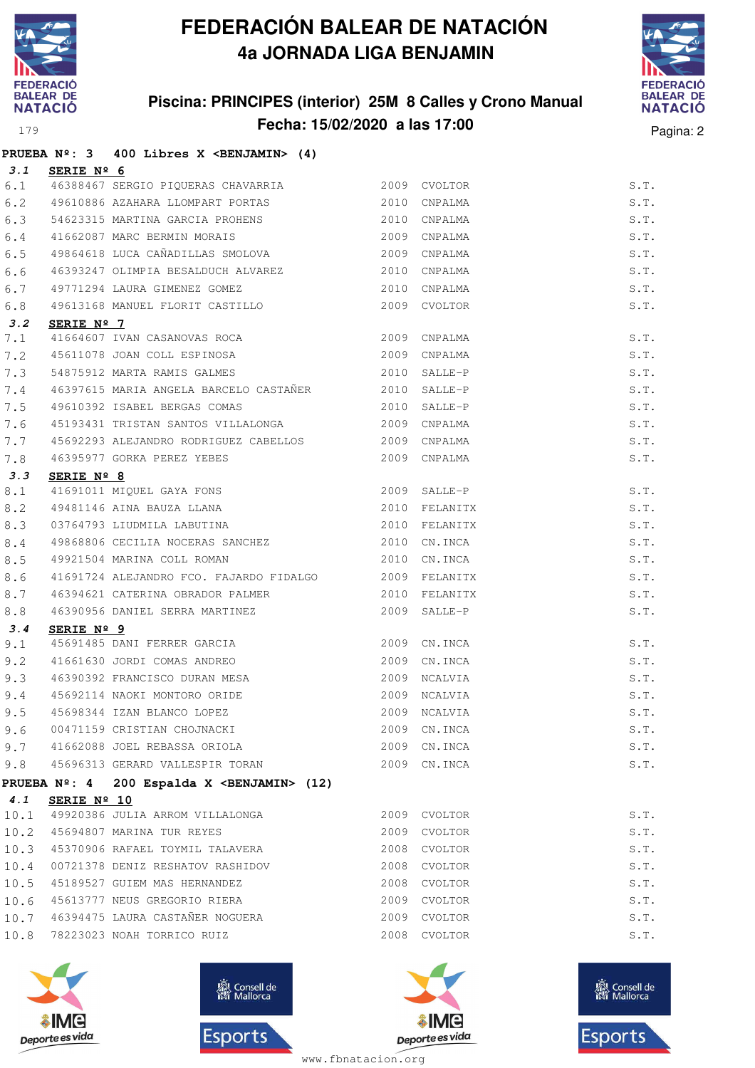# FEDERACIÓN BALEAR DE NATACIÓN
## 4a JORNADA LIGA BENJAMIN

### Piscina: PRINCIPES (interior) 25M 8 Calles y Crono Manual
### Fecha: 15/02/2020 a las 17:00

**PRUEBA Nº: 3 400 Libres X <BENJAMIN> (4)**

**3.1 SERIE Nº 6**

| | | | | | |
|---|---|---|---|---|---|
| 6.1 | 46388467 | SERGIO PIQUERAS CHAVARRIA | 2009 | CVOLTOR | S.T. |
| 6.2 | 49610886 | AZAHARA LLOMPART PORTAS | 2010 | CNPALMA | S.T. |
| 6.3 | 54623315 | MARTINA GARCIA PROHENS | 2010 | CNPALMA | S.T. |
| 6.4 | 41662087 | MARC BERMIN MORAIS | 2009 | CNPALMA | S.T. |
| 6.5 | 49864618 | LUCA CAÑADILLAS SMOLOVA | 2009 | CNPALMA | S.T. |
| 6.6 | 46393247 | OLIMPIA BESALDUCH ALVAREZ | 2010 | CNPALMA | S.T. |
| 6.7 | 49771294 | LAURA GIMENEZ GOMEZ | 2010 | CNPALMA | S.T. |
| 6.8 | 49613168 | MANUEL FLORIT CASTILLO | 2009 | CVOLTOR | S.T. |

**3.2 SERIE Nº 7**

| | | | | | |
|---|---|---|---|---|---|
| 7.1 | 41664607 | IVAN CASANOVAS ROCA | 2009 | CNPALMA | S.T. |
| 7.2 | 45611078 | JOAN COLL ESPINOSA | 2009 | CNPALMA | S.T. |
| 7.3 | 54875912 | MARTA RAMIS GALMES | 2010 | SALLE-P | S.T. |
| 7.4 | 46397615 | MARIA ANGELA BARCELO CASTAÑER | 2010 | SALLE-P | S.T. |
| 7.5 | 49610392 | ISABEL BERGAS COMAS | 2010 | SALLE-P | S.T. |
| 7.6 | 45193431 | TRISTAN SANTOS VILLALONGA | 2009 | CNPALMA | S.T. |
| 7.7 | 45692293 | ALEJANDRO RODRIGUEZ CABELLOS | 2009 | CNPALMA | S.T. |
| 7.8 | 46395977 | GORKA PEREZ YEBES | 2009 | CNPALMA | S.T. |

**3.3 SERIE Nº 8**

| | | | | | |
|---|---|---|---|---|---|
| 8.1 | 41691011 | MIQUEL GAYA FONS | 2009 | SALLE-P | S.T. |
| 8.2 | 49481146 | AINA BAUZA LLANA | 2010 | FELANITX | S.T. |
| 8.3 | 03764793 | LIUDMILA LABUTINA | 2010 | FELANITX | S.T. |
| 8.4 | 49868806 | CECILIA NOCERAS SANCHEZ | 2010 | CN.INCA | S.T. |
| 8.5 | 49921504 | MARINA COLL ROMAN | 2010 | CN.INCA | S.T. |
| 8.6 | 41691724 | ALEJANDRO FCO. FAJARDO FIDALGO | 2009 | FELANITX | S.T. |
| 8.7 | 46394621 | CATERINA OBRADOR PALMER | 2010 | FELANITX | S.T. |
| 8.8 | 46390956 | DANIEL SERRA MARTINEZ | 2009 | SALLE-P | S.T. |

**3.4 SERIE Nº 9**

| | | | | | |
|---|---|---|---|---|---|
| 9.1 | 45691485 | DANI FERRER GARCIA | 2009 | CN.INCA | S.T. |
| 9.2 | 41661630 | JORDI COMAS ANDREO | 2009 | CN.INCA | S.T. |
| 9.3 | 46390392 | FRANCISCO DURAN MESA | 2009 | NCALVIA | S.T. |
| 9.4 | 45692114 | NAOKI MONTORO ORIDE | 2009 | NCALVIA | S.T. |
| 9.5 | 45698344 | IZAN BLANCO LOPEZ | 2009 | NCALVIA | S.T. |
| 9.6 | 00471159 | CRISTIAN CHOJNACKI | 2009 | CN.INCA | S.T. |
| 9.7 | 41662088 | JOEL REBASSA ORIOLA | 2009 | CN.INCA | S.T. |
| 9.8 | 45696313 | GERARD VALLESPIR TORAN | 2009 | CN.INCA | S.T. |

**PRUEBA Nº: 4 200 Espalda X <BENJAMIN> (12)**

**4.1 SERIE Nº 10**

| | | | | | |
|---|---|---|---|---|---|
| 10.1 | 49920386 | JULIA ARROM VILLALONGA | 2009 | CVOLTOR | S.T. |
| 10.2 | 45694807 | MARINA TUR REYES | 2009 | CVOLTOR | S.T. |
| 10.3 | 45370906 | RAFAEL TOYMIL TALAVERA | 2008 | CVOLTOR | S.T. |
| 10.4 | 00721378 | DENIZ RESHATOV RASHIDOV | 2008 | CVOLTOR | S.T. |
| 10.5 | 45189527 | GUIEM MAS HERNANDEZ | 2008 | CVOLTOR | S.T. |
| 10.6 | 45613777 | NEUS GREGORIO RIERA | 2009 | CVOLTOR | S.T. |
| 10.7 | 46394475 | LAURA CASTAÑER NOGUERA | 2009 | CVOLTOR | S.T. |
| 10.8 | 78223023 | NOAH TORRICO RUIZ | 2008 | CVOLTOR | S.T. |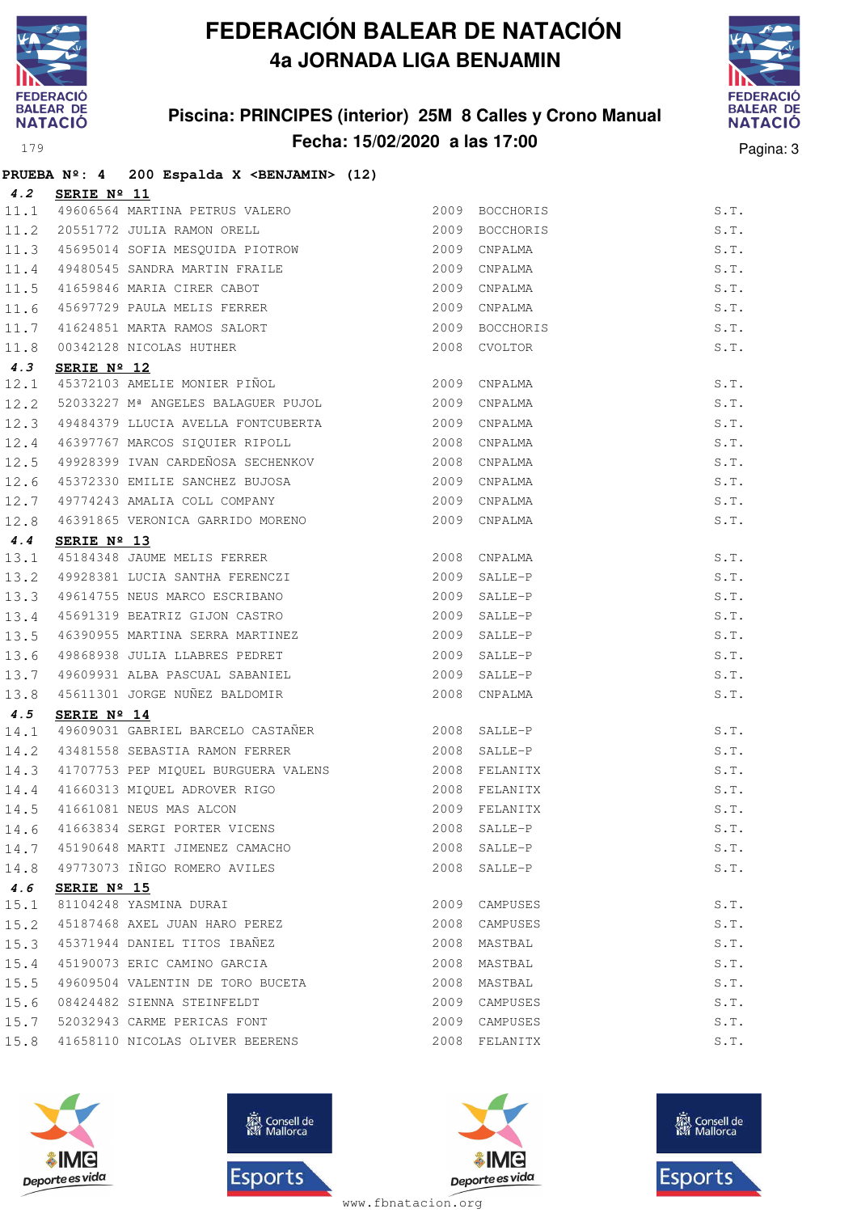# FEDERACIÓN BALEAR DE NATACIÓN

## 4a JORNADA LIGA BENJAMIN

### Piscina: PRINCIPES (interior) 25M 8 Calles y Crono Manual

### Fecha: 15/02/2020 a las 17:00

**PRUEBA Nº: 4 200 Espalda X <BENJAMIN> (12)**

**4.2 SERIE Nº 11**

| | | | | | |
|---|---|---|---|---|---|
| 11.1 | 49606564 | MARTINA PETRUS VALERO | 2009 | BOCCHORIS | S.T. |
| 11.2 | 20551772 | JULIA RAMON ORELL | 2009 | BOCCHORIS | S.T. |
| 11.3 | 45695014 | SOFIA MESQUIDA PIOTROW | 2009 | CNPALMA | S.T. |
| 11.4 | 49480545 | SANDRA MARTIN FRAILE | 2009 | CNPALMA | S.T. |
| 11.5 | 41659846 | MARIA CIRER CABOT | 2009 | CNPALMA | S.T. |
| 11.6 | 45697729 | PAULA MELIS FERRER | 2009 | CNPALMA | S.T. |
| 11.7 | 41624851 | MARTA RAMOS SALORT | 2009 | BOCCHORIS | S.T. |
| 11.8 | 00342128 | NICOLAS HUTHER | 2008 | CVOLTOR | S.T. |

**4.3 SERIE Nº 12**

| | | | | | |
|---|---|---|---|---|---|
| 12.1 | 45372103 | AMELIE MONIER PIÑOL | 2009 | CNPALMA | S.T. |
| 12.2 | 52033227 | Mª ANGELES BALAGUER PUJOL | 2009 | CNPALMA | S.T. |
| 12.3 | 49484379 | LLUCIA AVELLA FONTCUBERTA | 2009 | CNPALMA | S.T. |
| 12.4 | 46397767 | MARCOS SIQUIER RIPOLL | 2008 | CNPALMA | S.T. |
| 12.5 | 49928399 | IVAN CARDEÑOSA SECHENKOV | 2008 | CNPALMA | S.T. |
| 12.6 | 45372330 | EMILIE SANCHEZ BUJOSA | 2009 | CNPALMA | S.T. |
| 12.7 | 49774243 | AMALIA COLL COMPANY | 2009 | CNPALMA | S.T. |
| 12.8 | 46391865 | VERONICA GARRIDO MORENO | 2009 | CNPALMA | S.T. |

**4.4 SERIE Nº 13**

| | | | | | |
|---|---|---|---|---|---|
| 13.1 | 45184348 | JAUME MELIS FERRER | 2008 | CNPALMA | S.T. |
| 13.2 | 49928381 | LUCIA SANTHA FERENCZI | 2009 | SALLE-P | S.T. |
| 13.3 | 49614755 | NEUS MARCO ESCRIBANO | 2009 | SALLE-P | S.T. |
| 13.4 | 45691319 | BEATRIZ GIJON CASTRO | 2009 | SALLE-P | S.T. |
| 13.5 | 46390955 | MARTINA SERRA MARTINEZ | 2009 | SALLE-P | S.T. |
| 13.6 | 49868938 | JULIA LLABRES PEDRET | 2009 | SALLE-P | S.T. |
| 13.7 | 49609931 | ALBA PASCUAL SABANIEL | 2009 | SALLE-P | S.T. |
| 13.8 | 45611301 | JORGE NUÑEZ BALDOMIR | 2008 | CNPALMA | S.T. |

**4.5 SERIE Nº 14**

| | | | | | |
|---|---|---|---|---|---|
| 14.1 | 49609031 | GABRIEL BARCELO CASTAÑER | 2008 | SALLE-P | S.T. |
| 14.2 | 43481558 | SEBASTIA RAMON FERRER | 2008 | SALLE-P | S.T. |
| 14.3 | 41707753 | PEP MIQUEL BURGUERA VALENS | 2008 | FELANITX | S.T. |
| 14.4 | 41660313 | MIQUEL ADROVER RIGO | 2008 | FELANITX | S.T. |
| 14.5 | 41661081 | NEUS MAS ALCON | 2009 | FELANITX | S.T. |
| 14.6 | 41663834 | SERGI PORTER VICENS | 2008 | SALLE-P | S.T. |
| 14.7 | 45190648 | MARTI JIMENEZ CAMACHO | 2008 | SALLE-P | S.T. |
| 14.8 | 49773073 | IÑIGO ROMERO AVILES | 2008 | SALLE-P | S.T. |

**4.6 SERIE Nº 15**

| | | | | | |
|---|---|---|---|---|---|
| 15.1 | 81104248 | YASMINA DURAI | 2009 | CAMPUSES | S.T. |
| 15.2 | 45187468 | AXEL JUAN HARO PEREZ | 2008 | CAMPUSES | S.T. |
| 15.3 | 45371944 | DANIEL TITOS IBAÑEZ | 2008 | MASTBAL | S.T. |
| 15.4 | 45190073 | ERIC CAMINO GARCIA | 2008 | MASTBAL | S.T. |
| 15.5 | 49609504 | VALENTIN DE TORO BUCETA | 2008 | MASTBAL | S.T. |
| 15.6 | 08424482 | SIENNA STEINFELDT | 2009 | CAMPUSES | S.T. |
| 15.7 | 52032943 | CARME PERICAS FONT | 2009 | CAMPUSES | S.T. |
| 15.8 | 41658110 | NICOLAS OLIVER BEERENS | 2008 | FELANITX | S.T. |

www.fbnatacion.org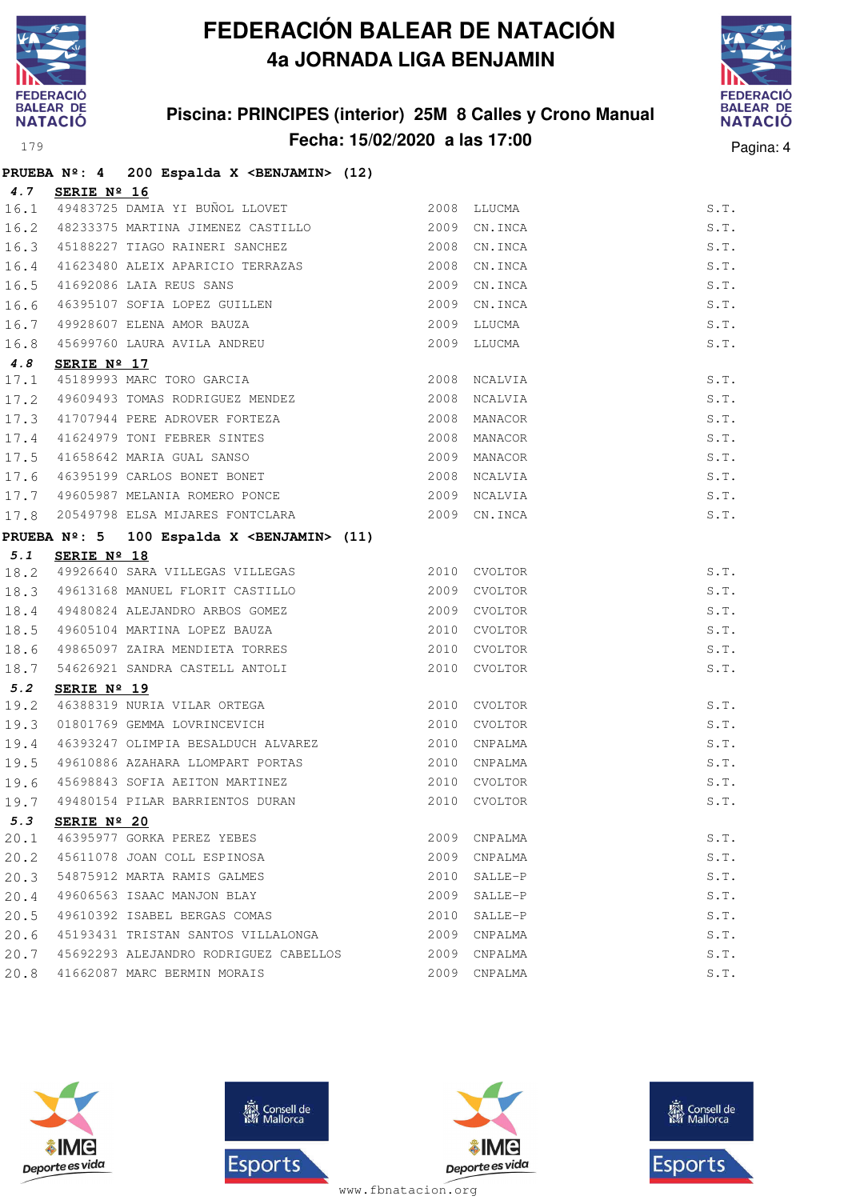# FEDERACIÓN BALEAR DE NATACIÓN
## 4a JORNADA LIGA BENJAMIN

### Piscina: PRINCIPES (interior) 25M 8 Calles y Crono Manual
### Fecha: 15/02/2020 a las 17:00

**PRUEBA Nº: 4 200 Espalda X <BENJAMIN> (12)**

**4.7 SERIE Nº 16**

| | | | | | |
|---|---|---|---|---|---|
| 16.1 | 49483725 | DAMIA YI BUÑOL LLOVET | 2008 | LLUCMA | S.T. |
| 16.2 | 48233375 | MARTINA JIMENEZ CASTILLO | 2009 | CN.INCA | S.T. |
| 16.3 | 45188227 | TIAGO RAINERI SANCHEZ | 2008 | CN.INCA | S.T. |
| 16.4 | 41623480 | ALEIX APARICIO TERRAZAS | 2008 | CN.INCA | S.T. |
| 16.5 | 41692086 | LAIA REUS SANS | 2009 | CN.INCA | S.T. |
| 16.6 | 46395107 | SOFIA LOPEZ GUILLEN | 2009 | CN.INCA | S.T. |
| 16.7 | 49928607 | ELENA AMOR BAUZA | 2009 | LLUCMA | S.T. |
| 16.8 | 45699760 | LAURA AVILA ANDREU | 2009 | LLUCMA | S.T. |

**4.8 SERIE Nº 17**

| | | | | | |
|---|---|---|---|---|---|
| 17.1 | 45189993 | MARC TORO GARCIA | 2008 | NCALVIA | S.T. |
| 17.2 | 49609493 | TOMAS RODRIGUEZ MENDEZ | 2008 | NCALVIA | S.T. |
| 17.3 | 41707944 | PERE ADROVER FORTEZA | 2008 | MANACOR | S.T. |
| 17.4 | 41624979 | TONI FEBRER SINTES | 2008 | MANACOR | S.T. |
| 17.5 | 41658642 | MARIA GUAL SANSO | 2009 | MANACOR | S.T. |
| 17.6 | 46395199 | CARLOS BONET BONET | 2008 | NCALVIA | S.T. |
| 17.7 | 49605987 | MELANIA ROMERO PONCE | 2009 | NCALVIA | S.T. |
| 17.8 | 20549798 | ELSA MIJARES FONTCLARA | 2009 | CN.INCA | S.T. |

**PRUEBA Nº: 5 100 Espalda X <BENJAMIN> (11)**

**5.1 SERIE Nº 18**

| | | | | | |
|---|---|---|---|---|---|
| 18.2 | 49926640 | SARA VILLEGAS VILLEGAS | 2010 | CVOLTOR | S.T. |
| 18.3 | 49613168 | MANUEL FLORIT CASTILLO | 2009 | CVOLTOR | S.T. |
| 18.4 | 49480824 | ALEJANDRO ARBOS GOMEZ | 2009 | CVOLTOR | S.T. |
| 18.5 | 49605104 | MARTINA LOPEZ BAUZA | 2010 | CVOLTOR | S.T. |
| 18.6 | 49865097 | ZAIRA MENDIETA TORRES | 2010 | CVOLTOR | S.T. |
| 18.7 | 54626921 | SANDRA CASTELL ANTOLI | 2010 | CVOLTOR | S.T. |

**5.2 SERIE Nº 19**

| | | | | | |
|---|---|---|---|---|---|
| 19.2 | 46388319 | NURIA VILAR ORTEGA | 2010 | CVOLTOR | S.T. |
| 19.3 | 01801769 | GEMMA LOVRINCEVICH | 2010 | CVOLTOR | S.T. |
| 19.4 | 46393247 | OLIMPIA BESALDUCH ALVAREZ | 2010 | CNPALMA | S.T. |
| 19.5 | 49610886 | AZAHARA LLOMPART PORTAS | 2010 | CNPALMA | S.T. |
| 19.6 | 45698843 | SOFIA AEITON MARTINEZ | 2010 | CVOLTOR | S.T. |
| 19.7 | 49480154 | PILAR BARRIENTOS DURAN | 2010 | CVOLTOR | S.T. |

**5.3 SERIE Nº 20**

| | | | | | |
|---|---|---|---|---|---|
| 20.1 | 46395977 | GORKA PEREZ YEBES | 2009 | CNPALMA | S.T. |
| 20.2 | 45611078 | JOAN COLL ESPINOSA | 2009 | CNPALMA | S.T. |
| 20.3 | 54875912 | MARTA RAMIS GALMES | 2010 | SALLE-P | S.T. |
| 20.4 | 49606563 | ISAAC MANJON BLAY | 2009 | SALLE-P | S.T. |
| 20.5 | 49610392 | ISABEL BERGAS COMAS | 2010 | SALLE-P | S.T. |
| 20.6 | 45193431 | TRISTAN SANTOS VILLALONGA | 2009 | CNPALMA | S.T. |
| 20.7 | 45692293 | ALEJANDRO RODRIGUEZ CABELLOS | 2009 | CNPALMA | S.T. |
| 20.8 | 41662087 | MARC BERMIN MORAIS | 2009 | CNPALMA | S.T. |

www.fbnatacion.org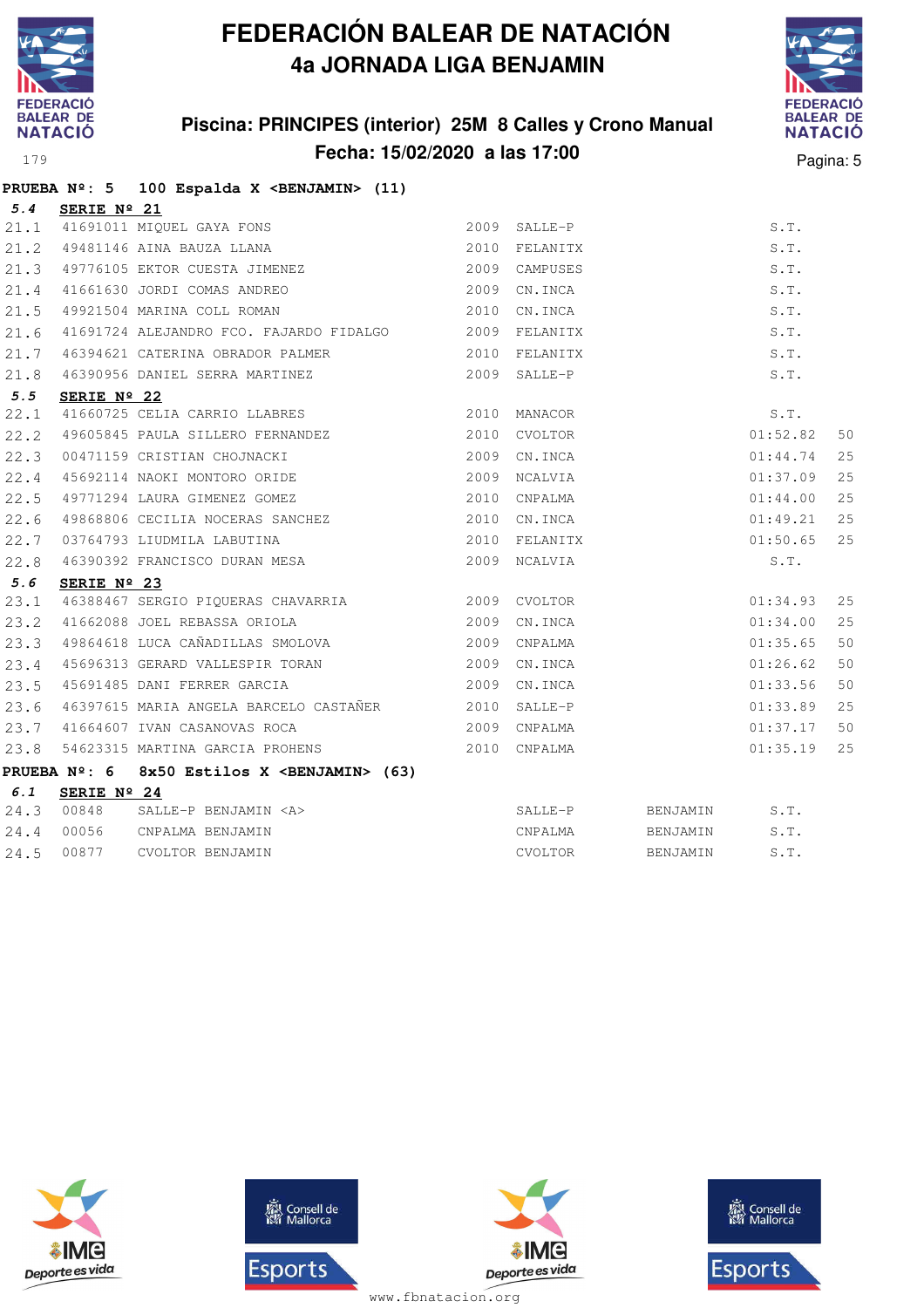# FEDERACIÓN BALEAR DE NATACIÓN

## 4a JORNADA LIGA BENJAMIN

### Piscina: PRINCIPES (interior) 25M 8 Calles y Crono Manual

### Fecha: 15/02/2020 a las 17:00

**PRUEBA Nº: 5 100 Espalda X <BENJAMIN> (11)**

***5.4*** **SERIE Nº 21**

| | | | | | | |
|---|---|---|---|---|---|---|
| 21.1 | 41691011 | MIQUEL GAYA FONS | 2009 | SALLE-P | S.T. | |
| 21.2 | 49481146 | AINA BAUZA LLANA | 2010 | FELANITX | S.T. | |
| 21.3 | 49776105 | EKTOR CUESTA JIMENEZ | 2009 | CAMPUSES | S.T. | |
| 21.4 | 41661630 | JORDI COMAS ANDREO | 2009 | CN.INCA | S.T. | |
| 21.5 | 49921504 | MARINA COLL ROMAN | 2010 | CN.INCA | S.T. | |
| 21.6 | 41691724 | ALEJANDRO FCO. FAJARDO FIDALGO | 2009 | FELANITX | S.T. | |
| 21.7 | 46394621 | CATERINA OBRADOR PALMER | 2010 | FELANITX | S.T. | |
| 21.8 | 46390956 | DANIEL SERRA MARTINEZ | 2009 | SALLE-P | S.T. | |

***5.5*** **SERIE Nº 22**

| | | | | | | |
|---|---|---|---|---|---|---|
| 22.1 | 41660725 | CELIA CARRIO LLABRES | 2010 | MANACOR | S.T. | |
| 22.2 | 49605845 | PAULA SILLERO FERNANDEZ | 2010 | CVOLTOR | 01:52.82 | 50 |
| 22.3 | 00471159 | CRISTIAN CHOJNACKI | 2009 | CN.INCA | 01:44.74 | 25 |
| 22.4 | 45692114 | NAOKI MONTORO ORIDE | 2009 | NCALVIA | 01:37.09 | 25 |
| 22.5 | 49771294 | LAURA GIMENEZ GOMEZ | 2010 | CNPALMA | 01:44.00 | 25 |
| 22.6 | 49868806 | CECILIA NOCERAS SANCHEZ | 2010 | CN.INCA | 01:49.21 | 25 |
| 22.7 | 03764793 | LIUDMILA LABUTINA | 2010 | FELANITX | 01:50.65 | 25 |
| 22.8 | 46390392 | FRANCISCO DURAN MESA | 2009 | NCALVIA | S.T. | |

***5.6*** **SERIE Nº 23**

| | | | | | | |
|---|---|---|---|---|---|---|
| 23.1 | 46388467 | SERGIO PIQUERAS CHAVARRIA | 2009 | CVOLTOR | 01:34.93 | 25 |
| 23.2 | 41662088 | JOEL REBASSA ORIOLA | 2009 | CN.INCA | 01:34.00 | 25 |
| 23.3 | 49864618 | LUCA CAÑADILLAS SMOLOVA | 2009 | CNPALMA | 01:35.65 | 50 |
| 23.4 | 45696313 | GERARD VALLESPIR TORAN | 2009 | CN.INCA | 01:26.62 | 50 |
| 23.5 | 45691485 | DANI FERRER GARCIA | 2009 | CN.INCA | 01:33.56 | 50 |
| 23.6 | 46397615 | MARIA ANGELA BARCELO CASTAÑER | 2010 | SALLE-P | 01:33.89 | 25 |
| 23.7 | 41664607 | IVAN CASANOVAS ROCA | 2009 | CNPALMA | 01:37.17 | 50 |
| 23.8 | 54623315 | MARTINA GARCIA PROHENS | 2010 | CNPALMA | 01:35.19 | 25 |

**PRUEBA Nº: 6 8x50 Estilos X <BENJAMIN> (63)**

***6.1*** **SERIE Nº 24**

| | | | | | |
|---|---|---|---|---|---|
| 24.3 | 00848 | SALLE-P BENJAMIN <A> | SALLE-P | BENJAMIN | S.T. |
| 24.4 | 00056 | CNPALMA BENJAMIN | CNPALMA | BENJAMIN | S.T. |
| 24.5 | 00877 | CVOLTOR BENJAMIN | CVOLTOR | BENJAMIN | S.T. |

www.fbnatacion.org